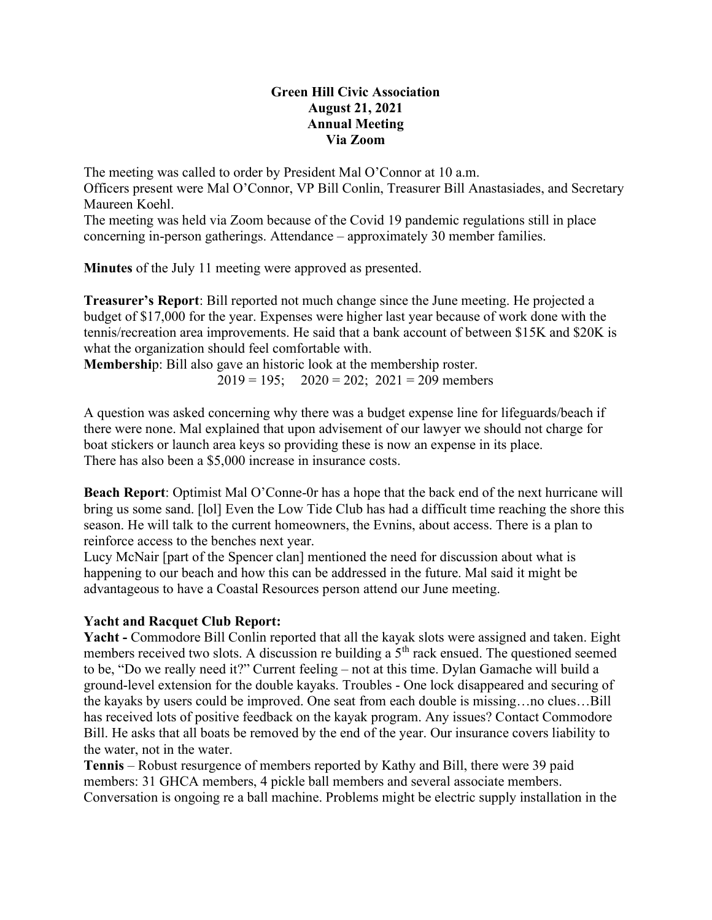**Green Hill Civic Association**
**August 21, 2021**
**Annual Meeting**
**Via Zoom**

The meeting was called to order by President Mal O'Connor at 10 a.m.
Officers present were Mal O'Connor, VP Bill Conlin, Treasurer Bill Anastasiades, and Secretary Maureen Koehl.
The meeting was held via Zoom because of the Covid 19 pandemic regulations still in place concerning in-person gatherings. Attendance – approximately 30 member families.

**Minutes** of the July 11 meeting were approved as presented.

**Treasurer's Report**: Bill reported not much change since the June meeting. He projected a budget of $17,000 for the year. Expenses were higher last year because of work done with the tennis/recreation area improvements. He said that a bank account of between $15K and $20K is what the organization should feel comfortable with.
**Membership**: Bill also gave an historic look at the membership roster.
2019 = 195;  2020 = 202;  2021 = 209 members

A question was asked concerning why there was a budget expense line for lifeguards/beach if there were none. Mal explained that upon advisement of our lawyer we should not charge for boat stickers or launch area keys so providing these is now an expense in its place.
There has also been a $5,000 increase in insurance costs.

**Beach Report**: Optimist Mal O'Conne-0r has a hope that the back end of the next hurricane will bring us some sand. [lol] Even the Low Tide Club has had a difficult time reaching the shore this season. He will talk to the current homeowners, the Evnins, about access. There is a plan to reinforce access to the benches next year.
Lucy McNair [part of the Spencer clan] mentioned the need for discussion about what is happening to our beach and how this can be addressed in the future. Mal said it might be advantageous to have a Coastal Resources person attend our June meeting.

**Yacht and Racquet Club Report:**
**Yacht -** Commodore Bill Conlin reported that all the kayak slots were assigned and taken. Eight members received two slots. A discussion re building a 5th rack ensued. The questioned seemed to be, "Do we really need it?" Current feeling – not at this time. Dylan Gamache will build a ground-level extension for the double kayaks. Troubles - One lock disappeared and securing of the kayaks by users could be improved. One seat from each double is missing…no clues…Bill has received lots of positive feedback on the kayak program. Any issues? Contact Commodore Bill. He asks that all boats be removed by the end of the year. Our insurance covers liability to the water, not in the water.
**Tennis** – Robust resurgence of members reported by Kathy and Bill, there were 39 paid members: 31 GHCA members, 4 pickle ball members and several associate members. Conversation is ongoing re a ball machine. Problems might be electric supply installation in the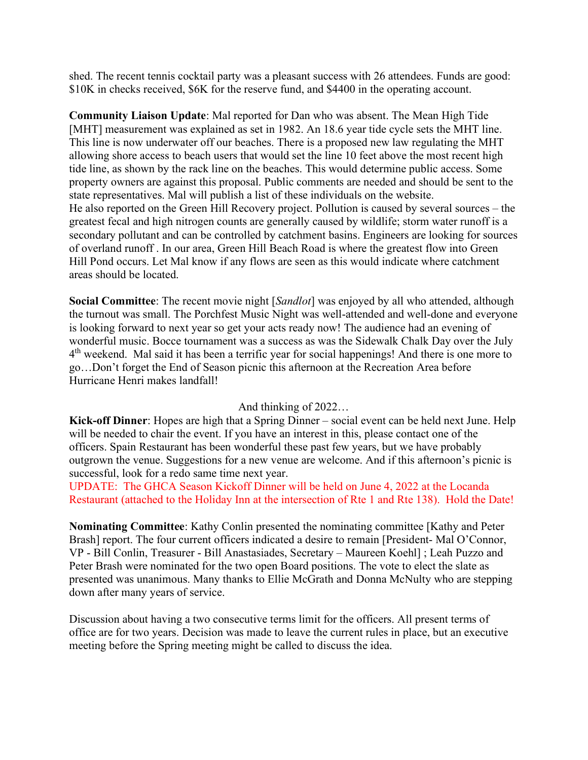shed. The recent tennis cocktail party was a pleasant success with 26 attendees. Funds are good: $10K in checks received, $6K for the reserve fund, and $4400 in the operating account.

**Community Liaison Update**: Mal reported for Dan who was absent. The Mean High Tide [MHT] measurement was explained as set in 1982. An 18.6 year tide cycle sets the MHT line. This line is now underwater off our beaches. There is a proposed new law regulating the MHT allowing shore access to beach users that would set the line 10 feet above the most recent high tide line, as shown by the rack line on the beaches. This would determine public access. Some property owners are against this proposal. Public comments are needed and should be sent to the state representatives. Mal will publish a list of these individuals on the website.
He also reported on the Green Hill Recovery project. Pollution is caused by several sources – the greatest fecal and high nitrogen counts are generally caused by wildlife; storm water runoff is a secondary pollutant and can be controlled by catchment basins. Engineers are looking for sources of overland runoff . In our area, Green Hill Beach Road is where the greatest flow into Green Hill Pond occurs. Let Mal know if any flows are seen as this would indicate where catchment areas should be located.

**Social Committee**: The recent movie night [*Sandlot*] was enjoyed by all who attended, although the turnout was small. The Porchfest Music Night was well-attended and well-done and everyone is looking forward to next year so get your acts ready now! The audience had an evening of wonderful music. Bocce tournament was a success as was the Sidewalk Chalk Day over the July 4th weekend. Mal said it has been a terrific year for social happenings! And there is one more to go…Don't forget the End of Season picnic this afternoon at the Recreation Area before Hurricane Henri makes landfall!

And thinking of 2022…

**Kick-off Dinner**: Hopes are high that a Spring Dinner – social event can be held next June. Help will be needed to chair the event. If you have an interest in this, please contact one of the officers. Spain Restaurant has been wonderful these past few years, but we have probably outgrown the venue. Suggestions for a new venue are welcome. And if this afternoon's picnic is successful, look for a redo same time next year.
UPDATE: The GHCA Season Kickoff Dinner will be held on June 4, 2022 at the Locanda Restaurant (attached to the Holiday Inn at the intersection of Rte 1 and Rte 138). Hold the Date!

**Nominating Committee**: Kathy Conlin presented the nominating committee [Kathy and Peter Brash] report. The four current officers indicated a desire to remain [President- Mal O'Connor, VP - Bill Conlin, Treasurer - Bill Anastasiades, Secretary – Maureen Koehl] ; Leah Puzzo and Peter Brash were nominated for the two open Board positions. The vote to elect the slate as presented was unanimous. Many thanks to Ellie McGrath and Donna McNulty who are stepping down after many years of service.

Discussion about having a two consecutive terms limit for the officers. All present terms of office are for two years. Decision was made to leave the current rules in place, but an executive meeting before the Spring meeting might be called to discuss the idea.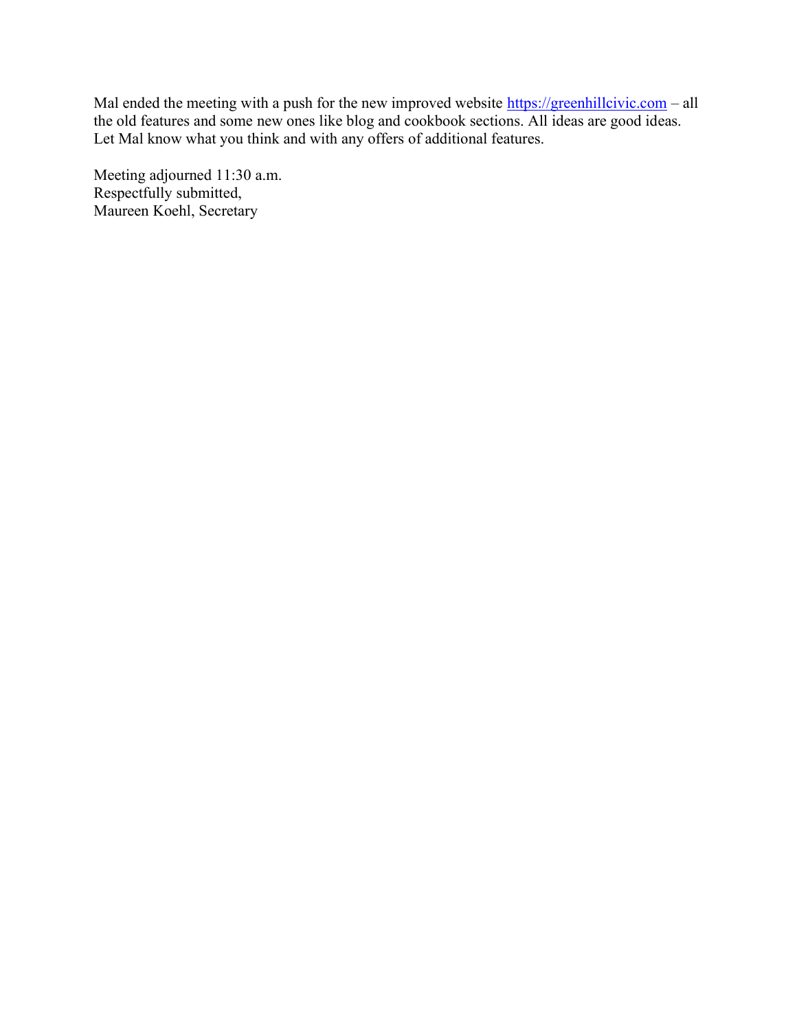Mal ended the meeting with a push for the new improved website [https://greenhillcivic.com](https://greenhillcivic.com) – all the old features and some new ones like blog and cookbook sections. All ideas are good ideas. Let Mal know what you think and with any offers of additional features.

Meeting adjourned 11:30 a.m.
Respectfully submitted,
Maureen Koehl, Secretary